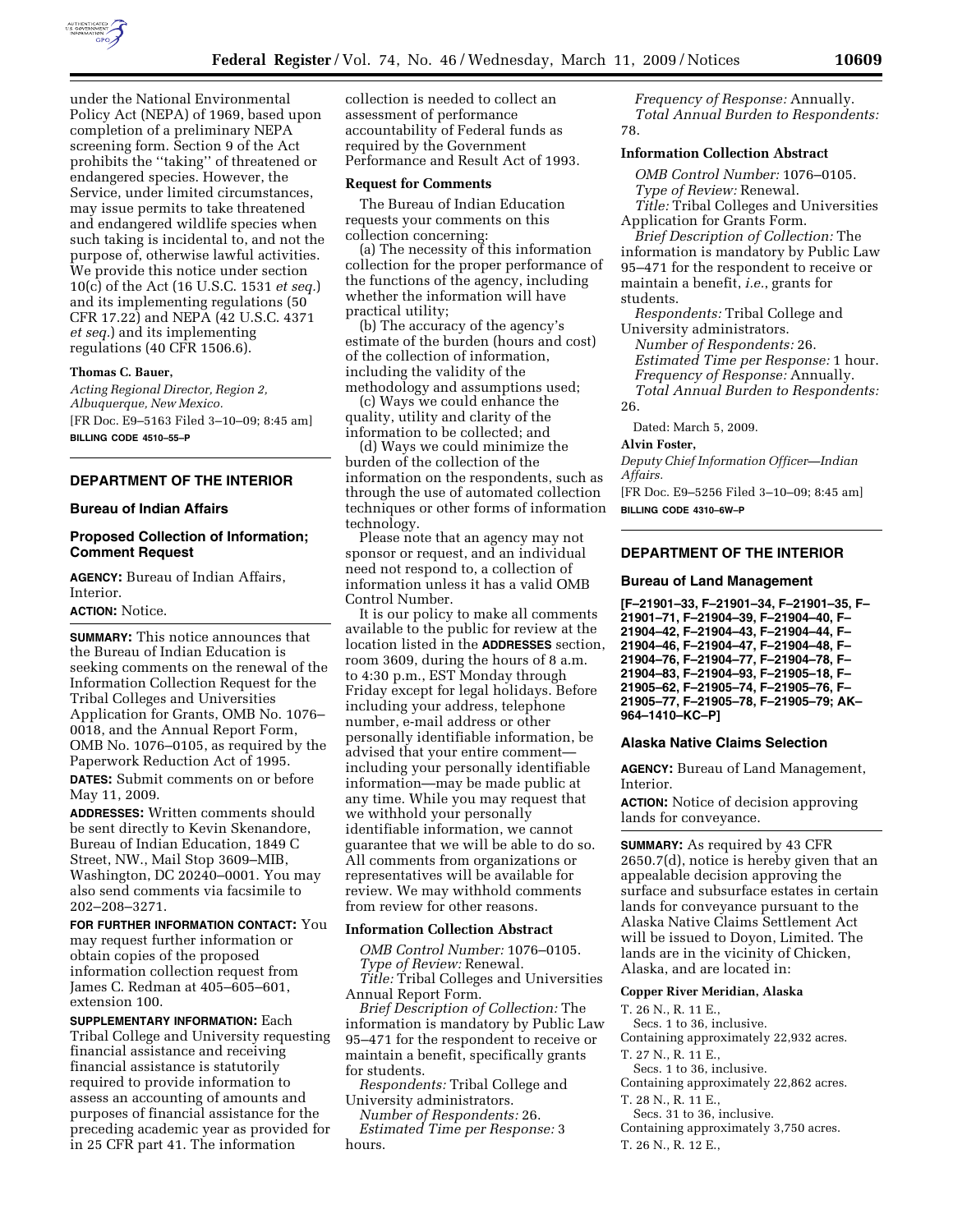under the National Environmental Policy Act (NEPA) of 1969, based upon completion of a preliminary NEPA screening form. Section 9 of the Act prohibits the ''taking'' of threatened or endangered species. However, the Service, under limited circumstances, may issue permits to take threatened and endangered wildlife species when such taking is incidental to, and not the purpose of, otherwise lawful activities. We provide this notice under section 10(c) of the Act (16 U.S.C. 1531 *et seq.*) and its implementing regulations (50 CFR 17.22) and NEPA (42 U.S.C. 4371 *et seq.*) and its implementing regulations (40 CFR 1506.6).

**Thomas C. Bauer,**

*Acting Regional Director, Region 2, Albuquerque, New Mexico.*

[FR Doc. E9–5163 Filed 3–10–09; 8:45 am]

**BILLING CODE 4510–55–P**

## DEPARTMENT OF THE INTERIOR

### Bureau of Indian Affairs

### Proposed Collection of Information; Comment Request

**AGENCY:** Bureau of Indian Affairs, Interior.

**ACTION:** Notice.

**SUMMARY:** This notice announces that the Bureau of Indian Education is seeking comments on the renewal of the Information Collection Request for the Tribal Colleges and Universities Application for Grants, OMB No. 1076–0018, and the Annual Report Form, OMB No. 1076–0105, as required by the Paperwork Reduction Act of 1995.

**DATES:** Submit comments on or before May 11, 2009.

**ADDRESSES:** Written comments should be sent directly to Kevin Skenandore, Bureau of Indian Education, 1849 C Street, NW., Mail Stop 3609–MIB, Washington, DC 20240–0001. You may also send comments via facsimile to 202–208–3271.

**FOR FURTHER INFORMATION CONTACT:** You may request further information or obtain copies of the proposed information collection request from James C. Redman at 405–605–601, extension 100.

**SUPPLEMENTARY INFORMATION:** Each Tribal College and University requesting financial assistance and receiving financial assistance is statutorily required to provide information to assess an accounting of amounts and purposes of financial assistance for the preceding academic year as provided for in 25 CFR part 41. The information collection is needed to collect an assessment of performance accountability of Federal funds as required by the Government Performance and Result Act of 1993.

**Request for Comments**

The Bureau of Indian Education requests your comments on this collection concerning:

(a) The necessity of this information collection for the proper performance of the functions of the agency, including whether the information will have practical utility;

(b) The accuracy of the agency's estimate of the burden (hours and cost) of the collection of information, including the validity of the methodology and assumptions used;

(c) Ways we could enhance the quality, utility and clarity of the information to be collected; and

(d) Ways we could minimize the burden of the collection of the information on the respondents, such as through the use of automated collection techniques or other forms of information technology.

Please note that an agency may not sponsor or request, and an individual need not respond to, a collection of information unless it has a valid OMB Control Number.

It is our policy to make all comments available to the public for review at the location listed in the **ADDRESSES** section, room 3609, during the hours of 8 a.m. to 4:30 p.m., EST Monday through Friday except for legal holidays. Before including your address, telephone number, e-mail address or other personally identifiable information, be advised that your entire comment—including your personally identifiable information—may be made public at any time. While you may request that we withhold your personally identifiable information, we cannot guarantee that we will be able to do so. All comments from organizations or representatives will be available for review. We may withhold comments from review for other reasons.

**Information Collection Abstract**

*OMB Control Number:* 1076–0105.
*Type of Review:* Renewal.
*Title:* Tribal Colleges and Universities Annual Report Form.
*Brief Description of Collection:* The information is mandatory by Public Law 95–471 for the respondent to receive or maintain a benefit, specifically grants for students.
*Respondents:* Tribal College and University administrators.
*Number of Respondents:* 26.
*Estimated Time per Response:* 3 hours.
*Frequency of Response:* Annually.
*Total Annual Burden to Respondents:* 78.

**Information Collection Abstract**

*OMB Control Number:* 1076–0105.
*Type of Review:* Renewal.
*Title:* Tribal Colleges and Universities Application for Grants Form.
*Brief Description of Collection:* The information is mandatory by Public Law 95–471 for the respondent to receive or maintain a benefit, *i.e.*, grants for students.
*Respondents:* Tribal College and University administrators.
*Number of Respondents:* 26.
*Estimated Time per Response:* 1 hour.
*Frequency of Response:* Annually.
*Total Annual Burden to Respondents:* 26.

Dated: March 5, 2009.

**Alvin Foster,**

*Deputy Chief Information Officer—Indian Affairs.*

[FR Doc. E9–5256 Filed 3–10–09; 8:45 am]

**BILLING CODE 4310–6W–P**

## DEPARTMENT OF THE INTERIOR

### Bureau of Land Management

**[F–21901–33, F–21901–34, F–21901–35, F–21901–71, F–21904–39, F–21904–40, F–21904–42, F–21904–43, F–21904–44, F–21904–46, F–21904–47, F–21904–48, F–21904–76, F–21904–77, F–21904–78, F–21904–83, F–21904–93, F–21905–18, F–21905–62, F–21905–74, F–21905–76, F–21905–77, F–21905–78, F–21905–79; AK–964–1410–KC–P]**

### Alaska Native Claims Selection

**AGENCY:** Bureau of Land Management, Interior.

**ACTION:** Notice of decision approving lands for conveyance.

**SUMMARY:** As required by 43 CFR 2650.7(d), notice is hereby given that an appealable decision approving the surface and subsurface estates in certain lands for conveyance pursuant to the Alaska Native Claims Settlement Act will be issued to Doyon, Limited. The lands are in the vicinity of Chicken, Alaska, and are located in:

**Copper River Meridian, Alaska**

T. 26 N., R. 11 E.,
Secs. 1 to 36, inclusive.
Containing approximately 22,932 acres.
T. 27 N., R. 11 E.,
Secs. 1 to 36, inclusive.
Containing approximately 22,862 acres.
T. 28 N., R. 11 E.,
Secs. 31 to 36, inclusive.
Containing approximately 3,750 acres.
T. 26 N., R. 12 E.,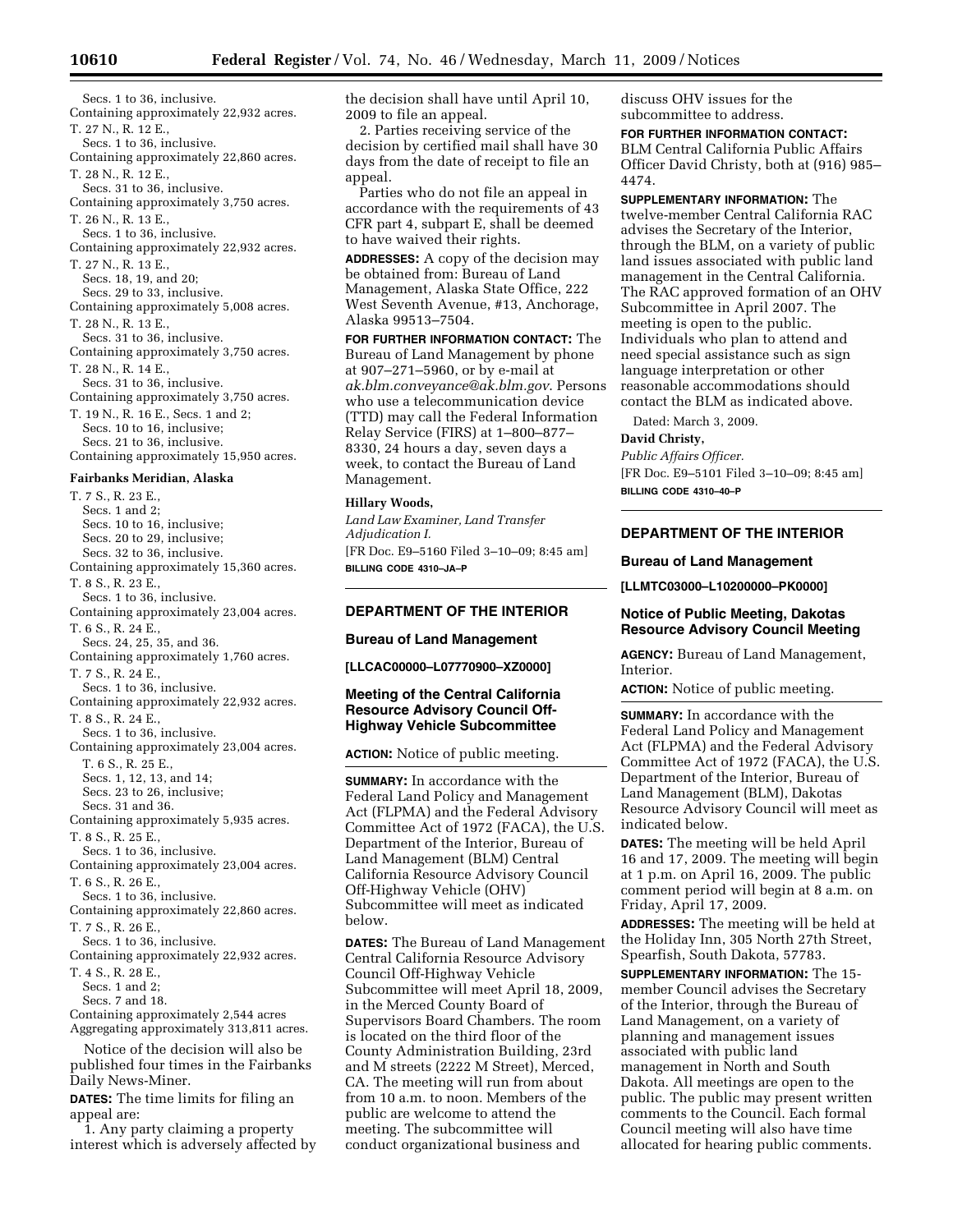Secs. 1 to 36, inclusive.
Containing approximately 22,932 acres.

T. 27 N., R. 12 E.,
Secs. 1 to 36, inclusive.
Containing approximately 22,860 acres.

T. 28 N., R. 12 E.,
Secs. 31 to 36, inclusive.
Containing approximately 3,750 acres.

T. 26 N., R. 13 E.,
Secs. 1 to 36, inclusive.
Containing approximately 22,932 acres.

T. 27 N., R. 13 E.,
Secs. 18, 19, and 20;
Secs. 29 to 33, inclusive.
Containing approximately 5,008 acres.

T. 28 N., R. 13 E.,
Secs. 31 to 36, inclusive.
Containing approximately 3,750 acres.

T. 28 N., R. 14 E.,
Secs. 31 to 36, inclusive.
Containing approximately 3,750 acres.

T. 19 N., R. 16 E., Secs. 1 and 2;
Secs. 10 to 16, inclusive;
Secs. 21 to 36, inclusive.
Containing approximately 15,950 acres.

**Fairbanks Meridian, Alaska**

T. 7 S., R. 23 E.,
Secs. 1 and 2;
Secs. 10 to 16, inclusive;
Secs. 20 to 29, inclusive;
Secs. 32 to 36, inclusive.
Containing approximately 15,360 acres.

T. 8 S., R. 23 E.,
Secs. 1 to 36, inclusive.
Containing approximately 23,004 acres.

T. 6 S., R. 24 E.,
Secs. 24, 25, 35, and 36.
Containing approximately 1,760 acres.

T. 7 S., R. 24 E.,
Secs. 1 to 36, inclusive.
Containing approximately 22,932 acres.

T. 8 S., R. 24 E.,
Secs. 1 to 36, inclusive.
Containing approximately 23,004 acres.

T. 6 S., R. 25 E.,
Secs. 1, 12, 13, and 14;
Secs. 23 to 26, inclusive;
Secs. 31 and 36.
Containing approximately 5,935 acres.

T. 8 S., R. 25 E.,
Secs. 1 to 36, inclusive.
Containing approximately 23,004 acres.

T. 6 S., R. 26 E.,
Secs. 1 to 36, inclusive.
Containing approximately 22,860 acres.

T. 7 S., R. 26 E.,
Secs. 1 to 36, inclusive.
Containing approximately 22,932 acres.

T. 4 S., R. 28 E.,
Secs. 1 and 2;
Secs. 7 and 18.
Containing approximately 2,544 acres
Aggregating approximately 313,811 acres.

Notice of the decision will also be published four times in the Fairbanks Daily News-Miner.

**DATES:** The time limits for filing an appeal are:

1. Any party claiming a property interest which is adversely affected by the decision shall have until April 10, 2009 to file an appeal.

2. Parties receiving service of the decision by certified mail shall have 30 days from the date of receipt to file an appeal.

Parties who do not file an appeal in accordance with the requirements of 43 CFR part 4, subpart E, shall be deemed to have waived their rights.

**ADDRESSES:** A copy of the decision may be obtained from: Bureau of Land Management, Alaska State Office, 222 West Seventh Avenue, #13, Anchorage, Alaska 99513–7504.

**FOR FURTHER INFORMATION CONTACT:** The Bureau of Land Management by phone at 907–271–5960, or by e-mail at *ak.blm.conveyance@ak.blm.gov*. Persons who use a telecommunication device (TTD) may call the Federal Information Relay Service (FIRS) at 1–800–877–8330, 24 hours a day, seven days a week, to contact the Bureau of Land Management.

**Hillary Woods,**

*Land Law Examiner, Land Transfer Adjudication I.*

[FR Doc. E9–5160 Filed 3–10–09; 8:45 am]

**BILLING CODE 4310–JA–P**

## DEPARTMENT OF THE INTERIOR

### Bureau of Land Management

**[LLCAC00000–L07770900–XZ0000]**

### Meeting of the Central California Resource Advisory Council Off-Highway Vehicle Subcommittee

**ACTION:** Notice of public meeting.

**SUMMARY:** In accordance with the Federal Land Policy and Management Act (FLPMA) and the Federal Advisory Committee Act of 1972 (FACA), the U.S. Department of the Interior, Bureau of Land Management (BLM) Central California Resource Advisory Council Off-Highway Vehicle (OHV) Subcommittee will meet as indicated below.

**DATES:** The Bureau of Land Management Central California Resource Advisory Council Off-Highway Vehicle Subcommittee will meet April 18, 2009, in the Merced County Board of Supervisors Board Chambers. The room is located on the third floor of the County Administration Building, 23rd and M streets (2222 M Street), Merced, CA. The meeting will run from about from 10 a.m. to noon. Members of the public are welcome to attend the meeting. The subcommittee will conduct organizational business and discuss OHV issues for the subcommittee to address.

**FOR FURTHER INFORMATION CONTACT:** BLM Central California Public Affairs Officer David Christy, both at (916) 985–4474.

**SUPPLEMENTARY INFORMATION:** The twelve-member Central California RAC advises the Secretary of the Interior, through the BLM, on a variety of public land issues associated with public land management in the Central California. The RAC approved formation of an OHV Subcommittee in April 2007. The meeting is open to the public. Individuals who plan to attend and need special assistance such as sign language interpretation or other reasonable accommodations should contact the BLM as indicated above.

Dated: March 3, 2009.

**David Christy,**

*Public Affairs Officer.*

[FR Doc. E9–5101 Filed 3–10–09; 8:45 am]

**BILLING CODE 4310–40–P**

## DEPARTMENT OF THE INTERIOR

### Bureau of Land Management

**[LLMTC03000–L10200000–PK0000]**

### Notice of Public Meeting, Dakotas Resource Advisory Council Meeting

**AGENCY:** Bureau of Land Management, Interior.

**ACTION:** Notice of public meeting.

**SUMMARY:** In accordance with the Federal Land Policy and Management Act (FLPMA) and the Federal Advisory Committee Act of 1972 (FACA), the U.S. Department of the Interior, Bureau of Land Management (BLM), Dakotas Resource Advisory Council will meet as indicated below.

**DATES:** The meeting will be held April 16 and 17, 2009. The meeting will begin at 1 p.m. on April 16, 2009. The public comment period will begin at 8 a.m. on Friday, April 17, 2009.

**ADDRESSES:** The meeting will be held at the Holiday Inn, 305 North 27th Street, Spearfish, South Dakota, 57783.

**SUPPLEMENTARY INFORMATION:** The 15-member Council advises the Secretary of the Interior, through the Bureau of Land Management, on a variety of planning and management issues associated with public land management in North and South Dakota. All meetings are open to the public. The public may present written comments to the Council. Each formal Council meeting will also have time allocated for hearing public comments.